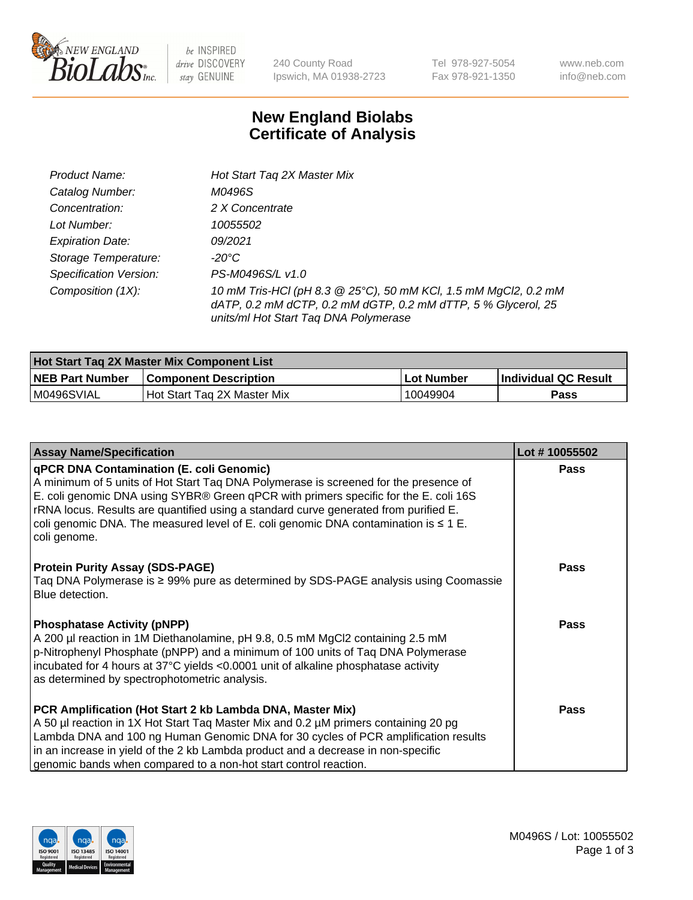New England BioLabs Inc. — be INSPIRED drive DISCOVERY stay GENUINE

240 County Road, Ipswich, MA 01938-2723 | Tel 978-927-5054 | Fax 978-921-1350 | www.neb.com | info@neb.com

# New England Biolabs Certificate of Analysis

| | |
|---|---|
| *Product Name:* | *Hot Start Taq 2X Master Mix* |
| *Catalog Number:* | *M0496S* |
| *Concentration:* | *2 X Concentrate* |
| *Lot Number:* | *10055502* |
| *Expiration Date:* | *09/2021* |
| *Storage Temperature:* | *-20°C* |
| *Specification Version:* | *PS-M0496S/L v1.0* |
| *Composition (1X):* | *10 mM Tris-HCl (pH 8.3 @ 25°C), 50 mM KCl, 1.5 mM MgCl2, 0.2 mM dATP, 0.2 mM dCTP, 0.2 mM dGTP, 0.2 mM dTTP, 5 % Glycerol, 25 units/ml Hot Start Taq DNA Polymerase* |

| Hot Start Taq 2X Master Mix Component List | | | |
|---|---|---|---|
| **NEB Part Number** | **Component Description** | **Lot Number** | **Individual QC Result** |
| M0496SVIAL | Hot Start Taq 2X Master Mix | 10049904 | **Pass** |

| Assay Name/Specification | Lot # 10055502 |
|---|---|
| **qPCR DNA Contamination (E. coli Genomic)**<br>A minimum of 5 units of Hot Start Taq DNA Polymerase is screened for the presence of E. coli genomic DNA using SYBR® Green qPCR with primers specific for the E. coli 16S rRNA locus. Results are quantified using a standard curve generated from purified E. coli genomic DNA. The measured level of E. coli genomic DNA contamination is ≤ 1 E. coli genome. | **Pass** |
| **Protein Purity Assay (SDS-PAGE)**<br>Taq DNA Polymerase is ≥ 99% pure as determined by SDS-PAGE analysis using Coomassie Blue detection. | **Pass** |
| **Phosphatase Activity (pNPP)**<br>A 200 µl reaction in 1M Diethanolamine, pH 9.8, 0.5 mM MgCl2 containing 2.5 mM p-Nitrophenyl Phosphate (pNPP) and a minimum of 100 units of Taq DNA Polymerase incubated for 4 hours at 37°C yields <0.0001 unit of alkaline phosphatase activity as determined by spectrophotometric analysis. | **Pass** |
| **PCR Amplification (Hot Start 2 kb Lambda DNA, Master Mix)**<br>A 50 µl reaction in 1X Hot Start Taq Master Mix and 0.2 µM primers containing 20 pg Lambda DNA and 100 ng Human Genomic DNA for 30 cycles of PCR amplification results in an increase in yield of the 2 kb Lambda product and a decrease in non-specific genomic bands when compared to a non-hot start control reaction. | **Pass** |

M0496S / Lot: 10055502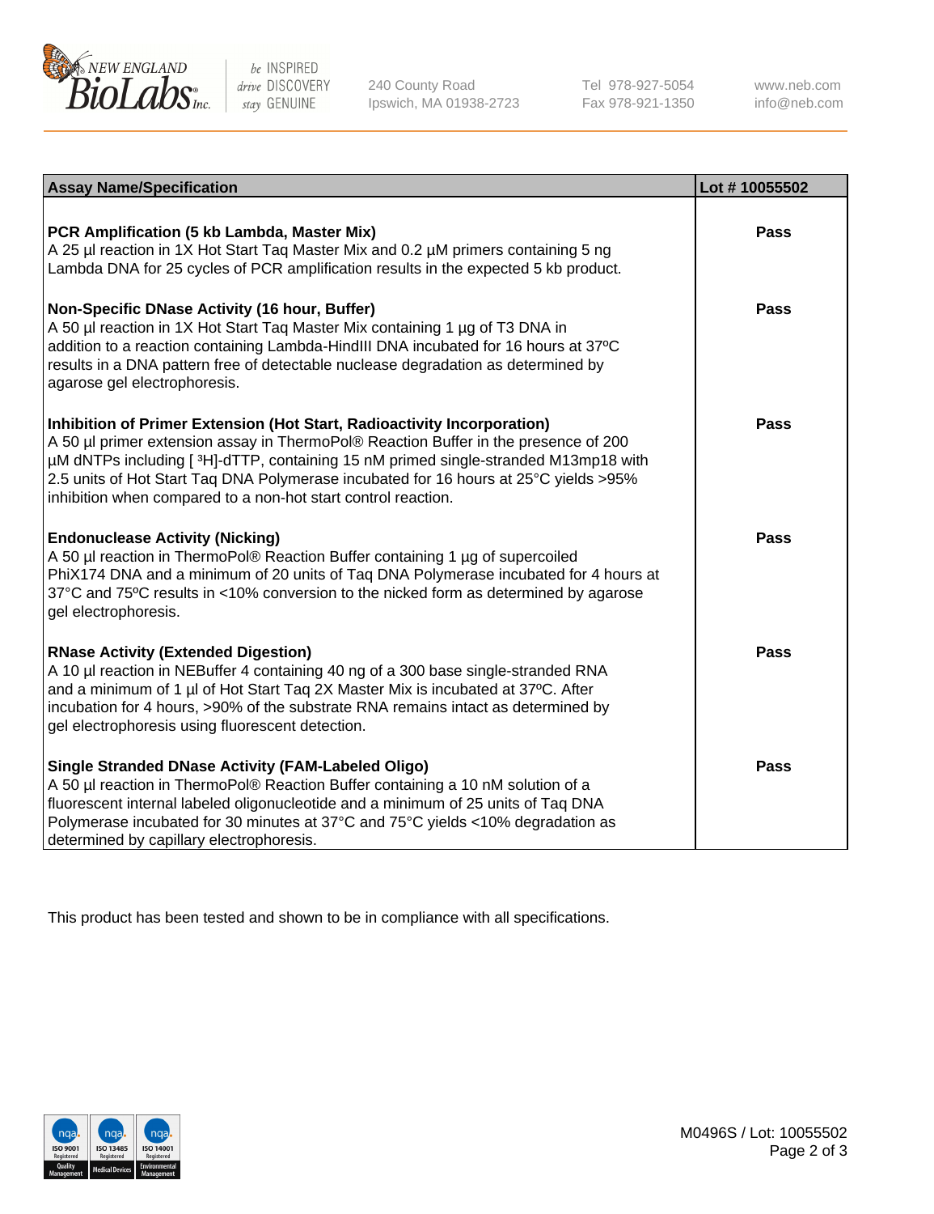| Assay Name/Specification | Lot # 10055502 |
| --- | --- |
| **PCR Amplification (5 kb Lambda, Master Mix)**<br>A 25 µl reaction in 1X Hot Start Taq Master Mix and 0.2 µM primers containing 5 ng Lambda DNA for 25 cycles of PCR amplification results in the expected 5 kb product. | **Pass** |
| **Non-Specific DNase Activity (16 hour, Buffer)**<br>A 50 µl reaction in 1X Hot Start Taq Master Mix containing 1 µg of T3 DNA in addition to a reaction containing Lambda-HindIII DNA incubated for 16 hours at 37ºC results in a DNA pattern free of detectable nuclease degradation as determined by agarose gel electrophoresis. | **Pass** |
| **Inhibition of Primer Extension (Hot Start, Radioactivity Incorporation)**<br>A 50 µl primer extension assay in ThermoPol® Reaction Buffer in the presence of 200 µM dNTPs including [ $^3$H]-dTTP, containing 15 nM primed single-stranded M13mp18 with 2.5 units of Hot Start Taq DNA Polymerase incubated for 16 hours at 25°C yields >95% inhibition when compared to a non-hot start control reaction. | **Pass** |
| **Endonuclease Activity (Nicking)**<br>A 50 µl reaction in ThermoPol® Reaction Buffer containing 1 µg of supercoiled PhiX174 DNA and a minimum of 20 units of Taq DNA Polymerase incubated for 4 hours at 37°C and 75ºC results in <10% conversion to the nicked form as determined by agarose gel electrophoresis. | **Pass** |
| **RNase Activity (Extended Digestion)**<br>A 10 µl reaction in NEBuffer 4 containing 40 ng of a 300 base single-stranded RNA and a minimum of 1 µl of Hot Start Taq 2X Master Mix is incubated at 37ºC. After incubation for 4 hours, >90% of the substrate RNA remains intact as determined by gel electrophoresis using fluorescent detection. | **Pass** |
| **Single Stranded DNase Activity (FAM-Labeled Oligo)**<br>A 50 µl reaction in ThermoPol® Reaction Buffer containing a 10 nM solution of a fluorescent internal labeled oligonucleotide and a minimum of 25 units of Taq DNA Polymerase incubated for 30 minutes at 37°C and 75°C yields <10% degradation as determined by capillary electrophoresis. | **Pass** |

This product has been tested and shown to be in compliance with all specifications.

M0496S / Lot: 10055502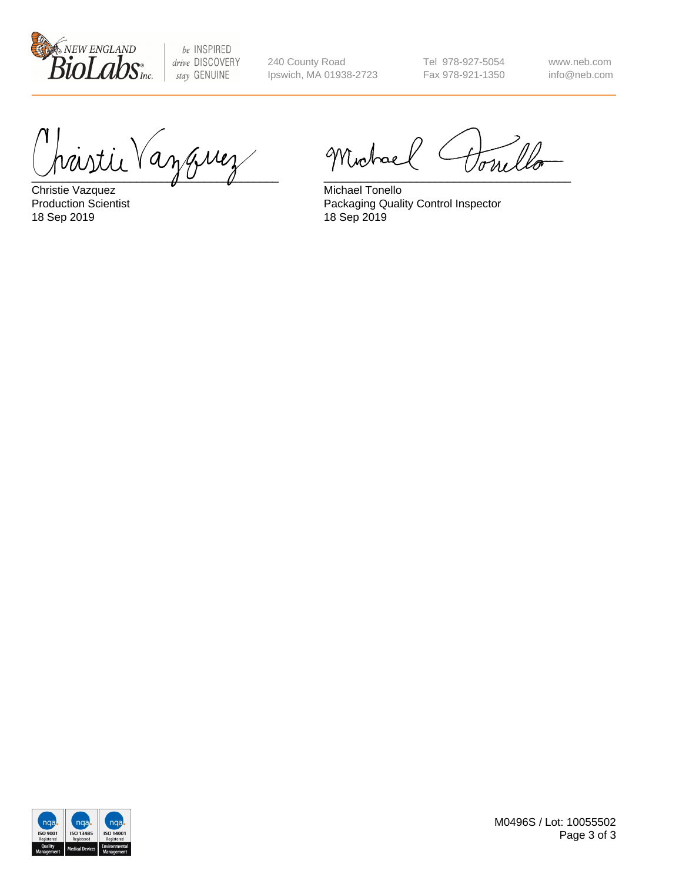240 County Road
Ipswich, MA 01938-2723

Tel 978-927-5054
Fax 978-921-1350

www.neb.com
info@neb.com

Christie Vazquez
Production Scientist
18 Sep 2019

Michael Tonello
Packaging Quality Control Inspector
18 Sep 2019

M0496S / Lot: 10055502